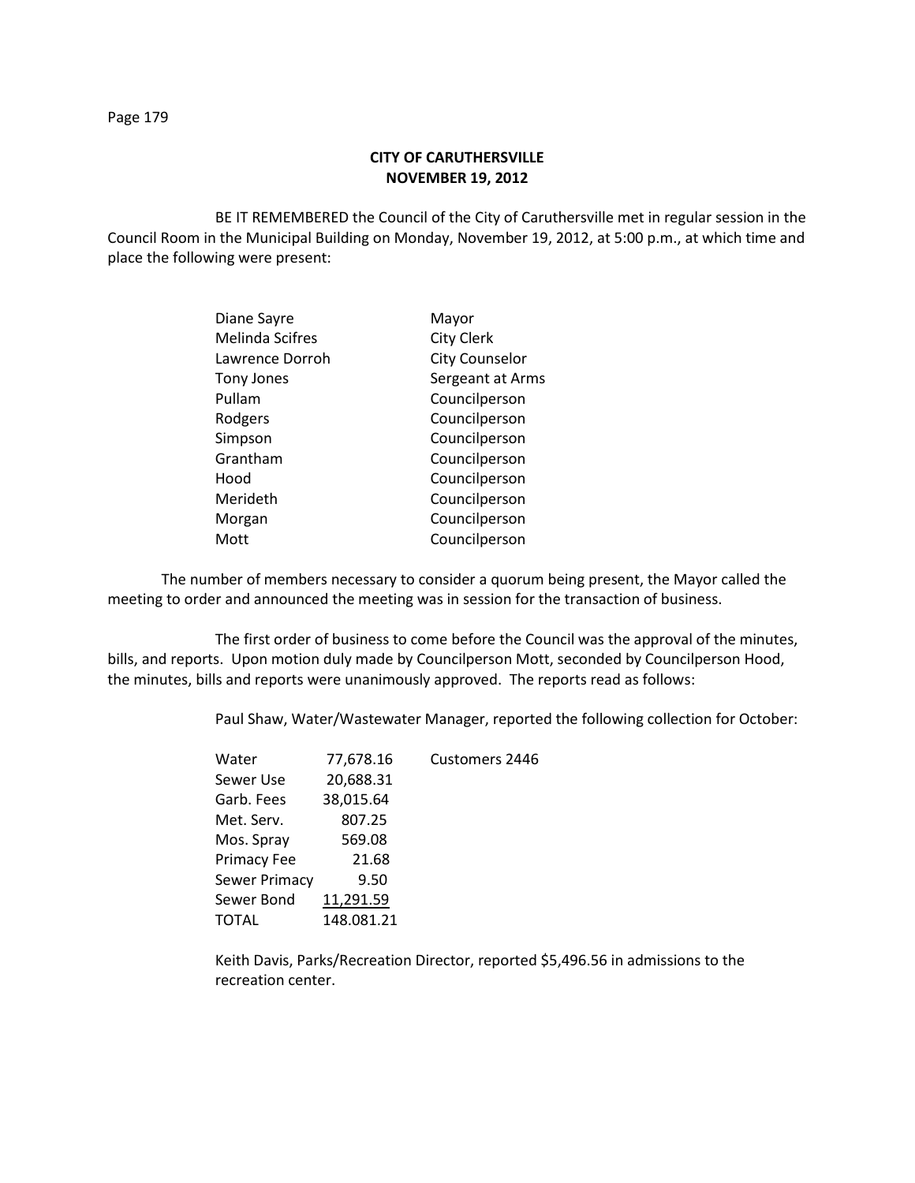**CITY OF CARUTHERSVILLE**
**NOVEMBER 19, 2012**

BE IT REMEMBERED the Council of the City of Caruthersville met in regular session in the Council Room in the Municipal Building on Monday, November 19, 2012, at 5:00 p.m., at which time and place the following were present:

| | |
|---|---|
| Diane Sayre | Mayor |
| Melinda Scifres | City Clerk |
| Lawrence Dorroh | City Counselor |
| Tony Jones | Sergeant at Arms |
| Pullam | Councilperson |
| Rodgers | Councilperson |
| Simpson | Councilperson |
| Grantham | Councilperson |
| Hood | Councilperson |
| Merideth | Councilperson |
| Morgan | Councilperson |
| Mott | Councilperson |

The number of members necessary to consider a quorum being present, the Mayor called the meeting to order and announced the meeting was in session for the transaction of business.

The first order of business to come before the Council was the approval of the minutes, bills, and reports. Upon motion duly made by Councilperson Mott, seconded by Councilperson Hood, the minutes, bills and reports were unanimously approved. The reports read as follows:

Paul Shaw, Water/Wastewater Manager, reported the following collection for October:

| | | |
|---|---|---|
| Water | 77,678.16 | Customers 2446 |
| Sewer Use | 20,688.31 | |
| Garb. Fees | 38,015.64 | |
| Met. Serv. | 807.25 | |
| Mos. Spray | 569.08 | |
| Primacy Fee | 21.68 | |
| Sewer Primacy | 9.50 | |
| Sewer Bond | 11,291.59 | |
| TOTAL | 148.081.21 | |

Keith Davis, Parks/Recreation Director, reported $5,496.56 in admissions to the recreation center.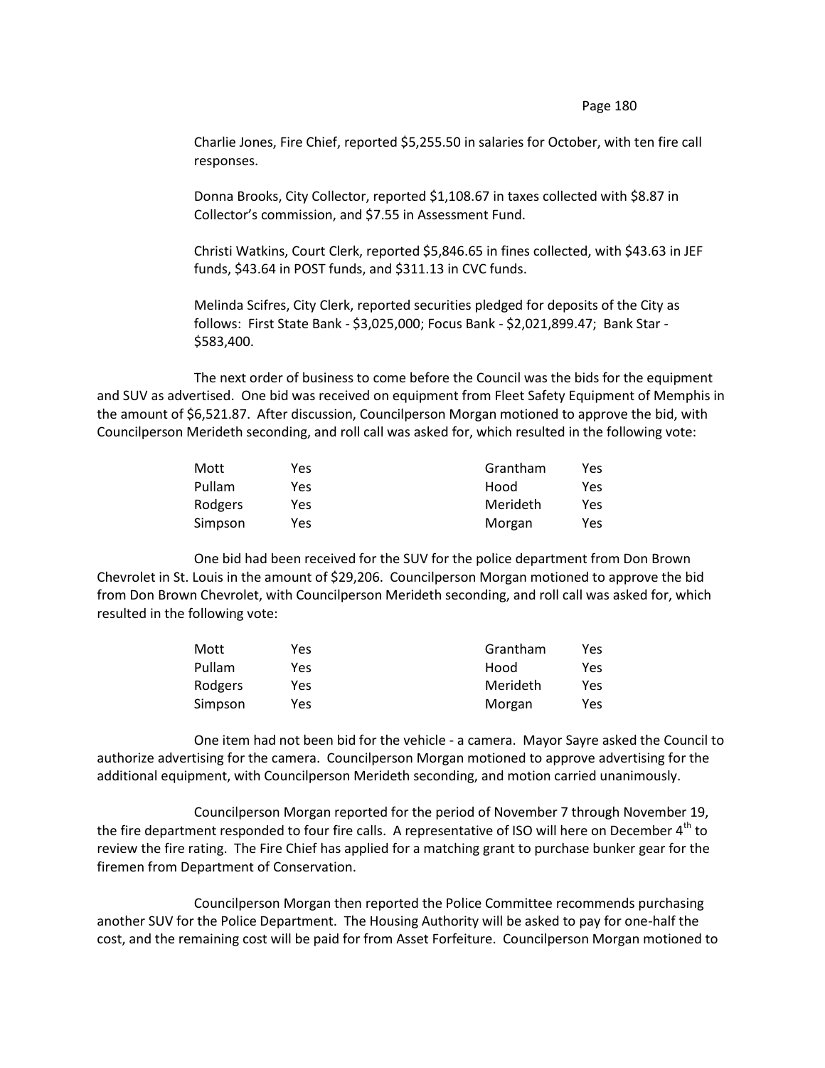Charlie Jones, Fire Chief, reported $5,255.50 in salaries for October, with ten fire call responses.

Donna Brooks, City Collector, reported $1,108.67 in taxes collected with $8.87 in Collector's commission, and $7.55 in Assessment Fund.

Christi Watkins, Court Clerk, reported $5,846.65 in fines collected, with $43.63 in JEF funds, $43.64 in POST funds, and $311.13 in CVC funds.

Melinda Scifres, City Clerk, reported securities pledged for deposits of the City as follows: First State Bank - $3,025,000; Focus Bank - $2,021,899.47; Bank Star - $583,400.

The next order of business to come before the Council was the bids for the equipment and SUV as advertised. One bid was received on equipment from Fleet Safety Equipment of Memphis in the amount of $6,521.87. After discussion, Councilperson Morgan motioned to approve the bid, with Councilperson Merideth seconding, and roll call was asked for, which resulted in the following vote:

| | | | |
|---|---|---|---|
| Mott | Yes | Grantham | Yes |
| Pullam | Yes | Hood | Yes |
| Rodgers | Yes | Merideth | Yes |
| Simpson | Yes | Morgan | Yes |

One bid had been received for the SUV for the police department from Don Brown Chevrolet in St. Louis in the amount of $29,206. Councilperson Morgan motioned to approve the bid from Don Brown Chevrolet, with Councilperson Merideth seconding, and roll call was asked for, which resulted in the following vote:

| | | | |
|---|---|---|---|
| Mott | Yes | Grantham | Yes |
| Pullam | Yes | Hood | Yes |
| Rodgers | Yes | Merideth | Yes |
| Simpson | Yes | Morgan | Yes |

One item had not been bid for the vehicle - a camera. Mayor Sayre asked the Council to authorize advertising for the camera. Councilperson Morgan motioned to approve advertising for the additional equipment, with Councilperson Merideth seconding, and motion carried unanimously.

Councilperson Morgan reported for the period of November 7 through November 19, the fire department responded to four fire calls. A representative of ISO will here on December 4th to review the fire rating. The Fire Chief has applied for a matching grant to purchase bunker gear for the firemen from Department of Conservation.

Councilperson Morgan then reported the Police Committee recommends purchasing another SUV for the Police Department. The Housing Authority will be asked to pay for one-half the cost, and the remaining cost will be paid for from Asset Forfeiture. Councilperson Morgan motioned to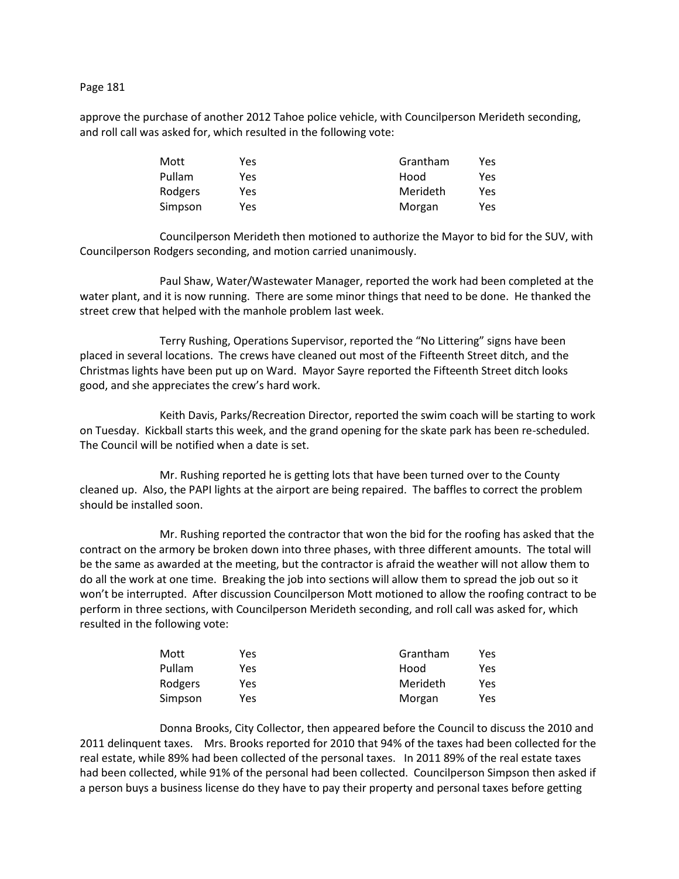approve the purchase of another 2012 Tahoe police vehicle, with Councilperson Merideth seconding, and roll call was asked for, which resulted in the following vote:

| | | | |
|---|---|---|---|
| Mott | Yes | Grantham | Yes |
| Pullam | Yes | Hood | Yes |
| Rodgers | Yes | Merideth | Yes |
| Simpson | Yes | Morgan | Yes |

Councilperson Merideth then motioned to authorize the Mayor to bid for the SUV, with Councilperson Rodgers seconding, and motion carried unanimously.

Paul Shaw, Water/Wastewater Manager, reported the work had been completed at the water plant, and it is now running. There are some minor things that need to be done. He thanked the street crew that helped with the manhole problem last week.

Terry Rushing, Operations Supervisor, reported the "No Littering" signs have been placed in several locations. The crews have cleaned out most of the Fifteenth Street ditch, and the Christmas lights have been put up on Ward. Mayor Sayre reported the Fifteenth Street ditch looks good, and she appreciates the crew's hard work.

Keith Davis, Parks/Recreation Director, reported the swim coach will be starting to work on Tuesday. Kickball starts this week, and the grand opening for the skate park has been re-scheduled. The Council will be notified when a date is set.

Mr. Rushing reported he is getting lots that have been turned over to the County cleaned up. Also, the PAPI lights at the airport are being repaired. The baffles to correct the problem should be installed soon.

Mr. Rushing reported the contractor that won the bid for the roofing has asked that the contract on the armory be broken down into three phases, with three different amounts. The total will be the same as awarded at the meeting, but the contractor is afraid the weather will not allow them to do all the work at one time. Breaking the job into sections will allow them to spread the job out so it won't be interrupted. After discussion Councilperson Mott motioned to allow the roofing contract to be perform in three sections, with Councilperson Merideth seconding, and roll call was asked for, which resulted in the following vote:

| | | | |
|---|---|---|---|
| Mott | Yes | Grantham | Yes |
| Pullam | Yes | Hood | Yes |
| Rodgers | Yes | Merideth | Yes |
| Simpson | Yes | Morgan | Yes |

Donna Brooks, City Collector, then appeared before the Council to discuss the 2010 and 2011 delinquent taxes. Mrs. Brooks reported for 2010 that 94% of the taxes had been collected for the real estate, while 89% had been collected of the personal taxes. In 2011 89% of the real estate taxes had been collected, while 91% of the personal had been collected. Councilperson Simpson then asked if a person buys a business license do they have to pay their property and personal taxes before getting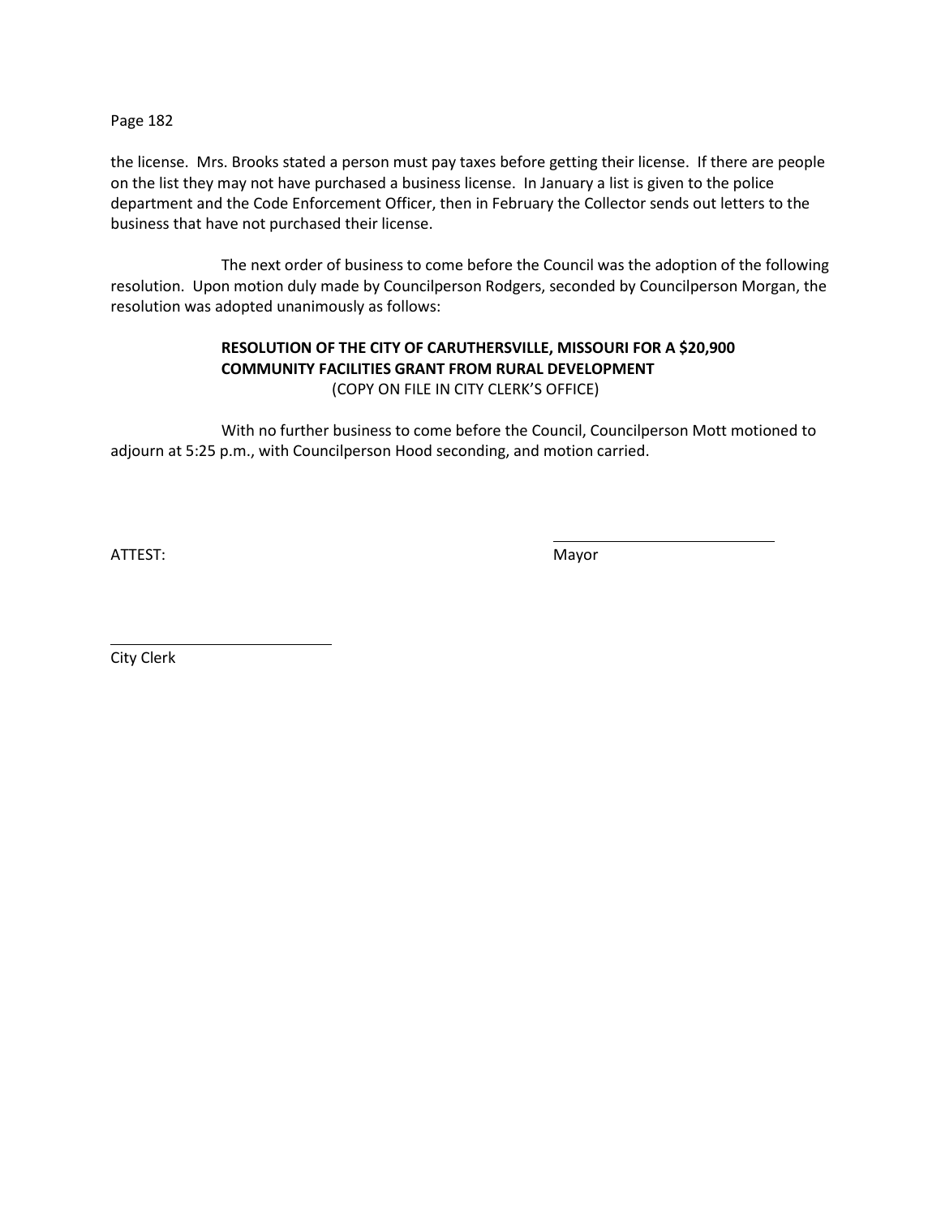the license. Mrs. Brooks stated a person must pay taxes before getting their license. If there are people on the list they may not have purchased a business license. In January a list is given to the police department and the Code Enforcement Officer, then in February the Collector sends out letters to the business that have not purchased their license.

The next order of business to come before the Council was the adoption of the following resolution. Upon motion duly made by Councilperson Rodgers, seconded by Councilperson Morgan, the resolution was adopted unanimously as follows:

**RESOLUTION OF THE CITY OF CARUTHERSVILLE, MISSOURI FOR A $20,900 COMMUNITY FACILITIES GRANT FROM RURAL DEVELOPMENT**
(COPY ON FILE IN CITY CLERK'S OFFICE)

With no further business to come before the Council, Councilperson Mott motioned to adjourn at 5:25 p.m., with Councilperson Hood seconding, and motion carried.

ATTEST:

\_\_\_\_\_\_\_\_\_\_\_\_\_\_\_\_\_\_\_\_\_\_\_\_\_\_
Mayor

\_\_\_\_\_\_\_\_\_\_\_\_\_\_\_\_\_\_\_\_\_\_\_\_\_\_
City Clerk